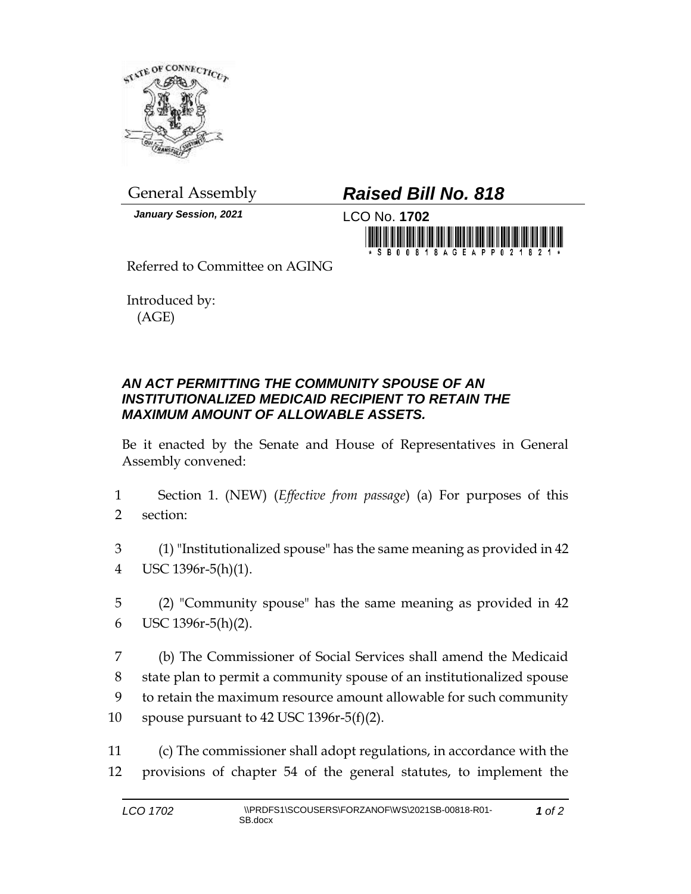General Assembly

**Raised Bill No. 818**

*January Session, 2021*

LCO No. **1702**

Referred to Committee on AGING

Introduced by:
(AGE)

***AN ACT PERMITTING THE COMMUNITY SPOUSE OF AN INSTITUTIONALIZED MEDICAID RECIPIENT TO RETAIN THE MAXIMUM AMOUNT OF ALLOWABLE ASSETS.***

Be it enacted by the Senate and House of Representatives in General Assembly convened:

1 Section 1. (NEW) (*Effective from passage*) (a) For purposes of this
2 section:

3 (1) "Institutionalized spouse" has the same meaning as provided in 42
4 USC 1396r-5(h)(1).

5 (2) "Community spouse" has the same meaning as provided in 42
6 USC 1396r-5(h)(2).

7 (b) The Commissioner of Social Services shall amend the Medicaid
8 state plan to permit a community spouse of an institutionalized spouse
9 to retain the maximum resource amount allowable for such community
10 spouse pursuant to 42 USC 1396r-5(f)(2).

11 (c) The commissioner shall adopt regulations, in accordance with the
12 provisions of chapter 54 of the general statutes, to implement the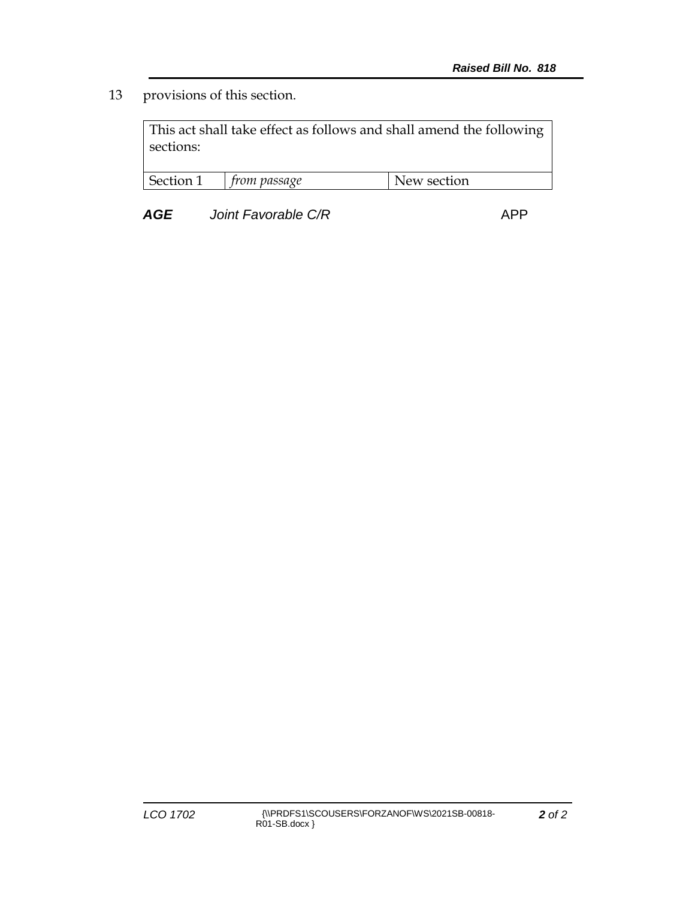13 provisions of this section.

| This act shall take effect as follows and shall amend the following sections: | | |
|---|---|---|
| Section 1 | *from passage* | New section |

***AGE*** *Joint Favorable C/R* APP